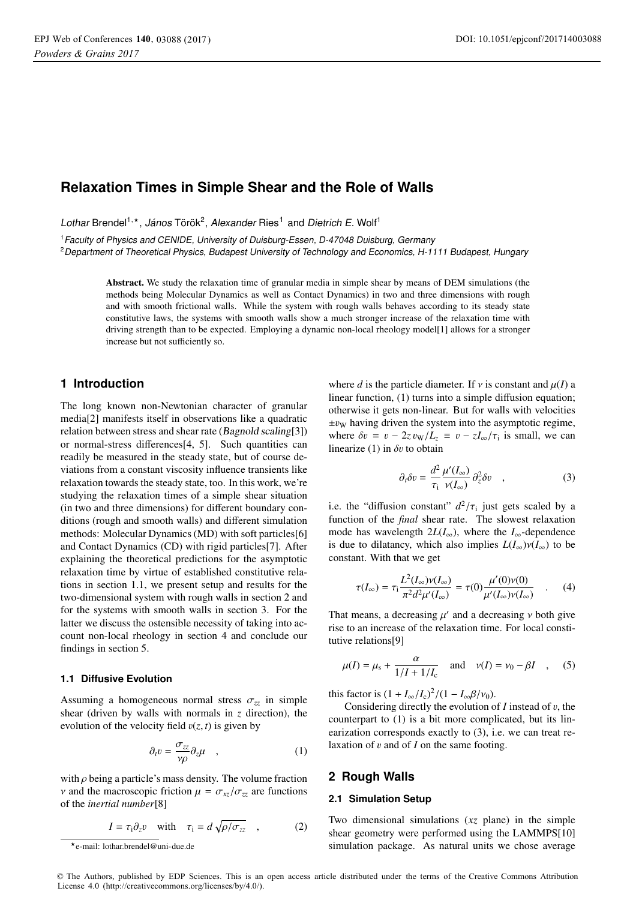# Relaxation Times in Simple Shear and the Role of Walls

*Lothar* Brendel[1,⋆], *János* Török[2], *Alexander* Ries[1] and *Dietrich E.* Wolf[1]

[1] *Faculty of Physics and CENIDE, University of Duisburg-Essen, D-47048 Duisburg, Germany*

[2] *Department of Theoretical Physics, Budapest University of Technology and Economics, H-1111 Budapest, Hungary*

**Abstract.** We study the relaxation time of granular media in simple shear by means of DEM simulations (the methods being Molecular Dynamics as well as Contact Dynamics) in two and three dimensions with rough and with smooth frictional walls. While the system with rough walls behaves according to its steady state constitutive laws, the systems with smooth walls show a much stronger increase of the relaxation time with driving strength than to be expected. Employing a dynamic non-local rheology model[1] allows for a stronger increase but not sufficiently so.

## 1 Introduction

The long known non-Newtonian character of granular media[2] manifests itself in observations like a quadratic relation between stress and shear rate (Bagnold scaling[3]) or normal-stress differences[4, 5]. Such quantities can readily be measured in the steady state, but of course deviations from a constant viscosity influence transients like relaxation towards the steady state, too. In this work, we're studying the relaxation times of a simple shear situation (in two and three dimensions) for different boundary conditions (rough and smooth walls) and different simulation methods: Molecular Dynamics (MD) with soft particles[6] and Contact Dynamics (CD) with rigid particles[7]. After explaining the theoretical predictions for the asymptotic relaxation time by virtue of established constitutive relations in section 1.1, we present setup and results for the two-dimensional system with rough walls in section 2 and for the systems with smooth walls in section 3. For the latter we discuss the ostensible necessity of taking into account non-local rheology in section 4 and conclude our findings in section 5.

### 1.1 Diffusive Evolution

Assuming a homogeneous normal stress $\sigma_{zz}$ in simple shear (driven by walls with normals in $z$ direction), the evolution of the velocity field $v(z, t)$ is given by

$$\partial_t v = \frac{\sigma_{zz}}{\nu\rho} \partial_z \mu \quad , \tag{1}$$

with $\rho$ being a particle's mass density. The volume fraction $\nu$ and the macroscopic friction $\mu = \sigma_{xz}/\sigma_{zz}$ are functions of the *inertial number*[8]

$$I = \tau_\mathrm{i} \partial_z v \quad \text{with} \quad \tau_\mathrm{i} = d\sqrt{\rho/\sigma_{zz}} \quad , \tag{2}$$

where $d$ is the particle diameter. If $\nu$ is constant and $\mu(I)$ a linear function, (1) turns into a simple diffusion equation; otherwise it gets non-linear. But for walls with velocities $\pm v_\mathrm{W}$ having driven the system into the asymptotic regime, where $\delta v = v - 2z\,v_\mathrm{W}/L_z \equiv v - zI_\infty/\tau_\mathrm{i}$ is small, we can linearize (1) in $\delta v$ to obtain

$$\partial_t \delta v = \frac{d^2}{\tau_\mathrm{i}} \frac{\mu'(I_\infty)}{\nu(I_\infty)} \partial_z^2 \delta v \quad , \tag{3}$$

i.e. the "diffusion constant" $d^2/\tau_\mathrm{i}$ just gets scaled by a function of the *final* shear rate. The slowest relaxation mode has wavelength $2L(I_\infty)$, where the $I_\infty$-dependence is due to dilatancy, which also implies $L(I_\infty)\nu(I_\infty)$ to be constant. With that we get

$$\tau(I_\infty) = \tau_\mathrm{i} \frac{L^2(I_\infty)\nu(I_\infty)}{\pi^2 d^2 \mu'(I_\infty)} = \tau(0) \frac{\mu'(0)\nu(0)}{\mu'(I_\infty)\nu(I_\infty)} \quad . \tag{4}$$

That means, a decreasing $\mu'$ and a decreasing $\nu$ both give rise to an increase of the relaxation time. For local constitutive relations[9]

$$\mu(I) = \mu_\mathrm{s} + \frac{\alpha}{1/I + 1/I_\mathrm{c}} \quad \text{and} \quad \nu(I) = \nu_0 - \beta I \quad , \tag{5}$$

this factor is $(1 + I_\infty/I_\mathrm{c})^2/(1 - I_\infty\beta/\nu_0)$.

Considering directly the evolution of $I$ instead of $v$, the counterpart to (1) is a bit more complicated, but its linearization corresponds exactly to (3), i.e. we can treat relaxation of $v$ and of $I$ on the same footing.

## 2 Rough Walls

### 2.1 Simulation Setup

Two dimensional simulations ($xz$ plane) in the simple shear geometry were performed using the LAMMPS[10] simulation package. As natural units we chose average

⋆e-mail: lothar.brendel@uni-due.de

© The Authors, published by EDP Sciences. This is an open access article distributed under the terms of the Creative Commons Attribution License 4.0 (http://creativecommons.org/licenses/by/4.0/).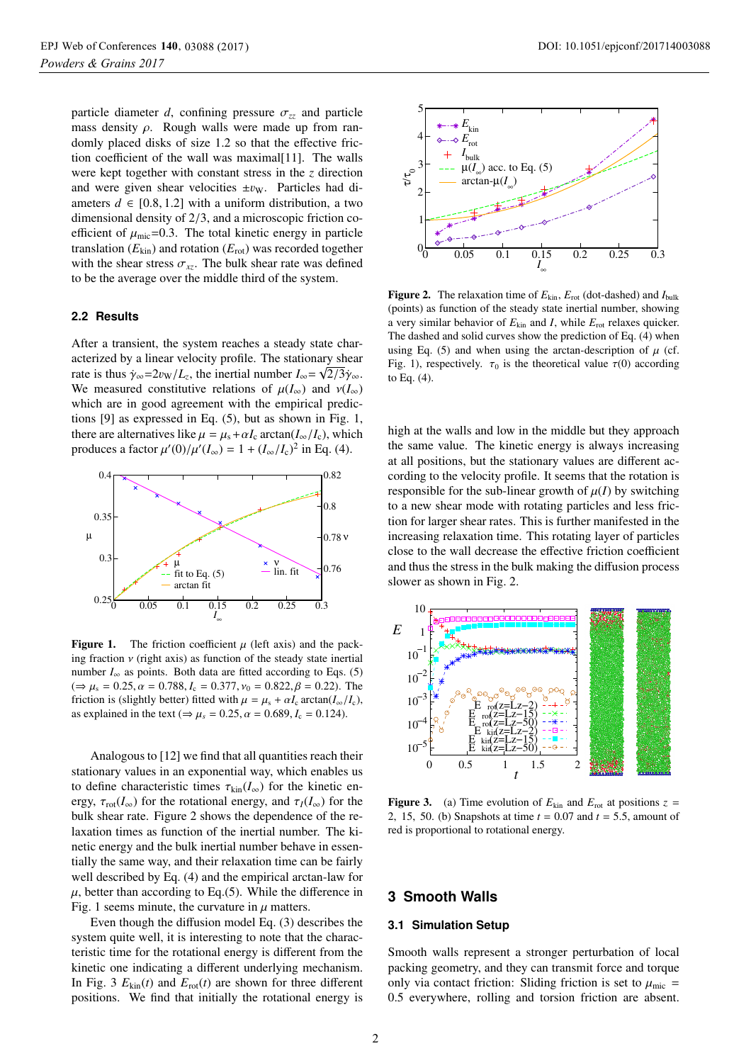particle diameter $d$, confining pressure $\sigma_{zz}$ and particle mass density $\rho$. Rough walls were made up from randomly placed disks of size 1.2 so that the effective friction coefficient of the wall was maximal[11]. The walls were kept together with constant stress in the $z$ direction and were given shear velocities $\pm v_W$. Particles had diameters $d \in [0.8, 1.2]$ with a uniform distribution, a two dimensional density of 2/3, and a microscopic friction coefficient of $\mu_{mic}$=0.3. The total kinetic energy in particle translation ($E_{kin}$) and rotation ($E_{rot}$) was recorded together with the shear stress $\sigma_{xz}$. The bulk shear rate was defined to be the average over the middle third of the system.

### 2.2 Results

After a transient, the system reaches a steady state characterized by a linear velocity profile. The stationary shear rate is thus $\dot{\gamma}_\infty$=$2v_W/L_z$, the inertial number $I_\infty$= $\sqrt{2/3}\dot{\gamma}_\infty$. We measured constitutive relations of $\mu(I_\infty)$ and $\nu(I_\infty)$ which are in good agreement with the empirical predictions [9] as expressed in Eq. (5), but as shown in Fig. 1, there are alternatives like $\mu = \mu_s + \alpha I_c \arctan(I_\infty/I_c)$, which produces a factor $\mu'(0)/\mu'(I_\infty) = 1 + (I_\infty/I_c)^2$ in Eq. (4).

**Figure 1.** The friction coefficient $\mu$ (left axis) and the packing fraction $\nu$ (right axis) as function of the steady state inertial number $I_\infty$ as points. Both data are fitted according to Eqs. (5) ($\Rightarrow \mu_s = 0.25, \alpha = 0.788, I_c = 0.377, \nu_0 = 0.822, \beta = 0.22$). The friction is (slightly better) fitted with $\mu = \mu_s + \alpha I_c \arctan(I_\infty/I_c)$, as explained in the text ($\Rightarrow \mu_s = 0.25, \alpha = 0.689, I_c = 0.124$).

Analogous to [12] we find that all quantities reach their stationary values in an exponential way, which enables us to define characteristic times $\tau_{kin}(I_\infty)$ for the kinetic energy, $\tau_{rot}(I_\infty)$ for the rotational energy, and $\tau_I(I_\infty)$ for the bulk shear rate. Figure 2 shows the dependence of the relaxation times as function of the inertial number. The kinetic energy and the bulk inertial number behave in essentially the same way, and their relaxation time can be fairly well described by Eq. (4) and the empirical arctan-law for $\mu$, better than according to Eq.(5). While the difference in Fig. 1 seems minute, the curvature in $\mu$ matters.

Even though the diffusion model Eq. (3) describes the system quite well, it is interesting to note that the characteristic time for the rotational energy is different from the kinetic one indicating a different underlying mechanism. In Fig. 3 $E_{kin}(t)$ and $E_{rot}(t)$ are shown for three different positions. We find that initially the rotational energy is high at the walls and low in the middle but they approach the same value. The kinetic energy is always increasing at all positions, but the stationary values are different according to the velocity profile. It seems that the rotation is responsible for the sub-linear growth of $\mu(I)$ by switching to a new shear mode with rotating particles and less friction for larger shear rates. This is further manifested in the increasing relaxation time. This rotating layer of particles close to the wall decrease the effective friction coefficient and thus the stress in the bulk making the diffusion process slower as shown in Fig. 2.

**Figure 2.** The relaxation time of $E_{kin}$, $E_{rot}$ (dot-dashed) and $I_{bulk}$ (points) as function of the steady state inertial number, showing a very similar behavior of $E_{kin}$ and $I$, while $E_{rot}$ relaxes quicker. The dashed and solid curves show the prediction of Eq. (4) when using Eq. (5) and when using the arctan-description of $\mu$ (cf. Fig. 1), respectively. $\tau_0$ is the theoretical value $\tau(0)$ according to Eq. (4).

**Figure 3.** (a) Time evolution of $E_{kin}$ and $E_{rot}$ at positions $z$ = 2, 15, 50. (b) Snapshots at time $t$ = 0.07 and $t$ = 5.5, amount of red is proportional to rotational energy.

## 3 Smooth Walls

### 3.1 Simulation Setup

Smooth walls represent a stronger perturbation of local packing geometry, and they can transmit force and torque only via contact friction: Sliding friction is set to $\mu_{mic}$ = 0.5 everywhere, rolling and torsion friction are absent.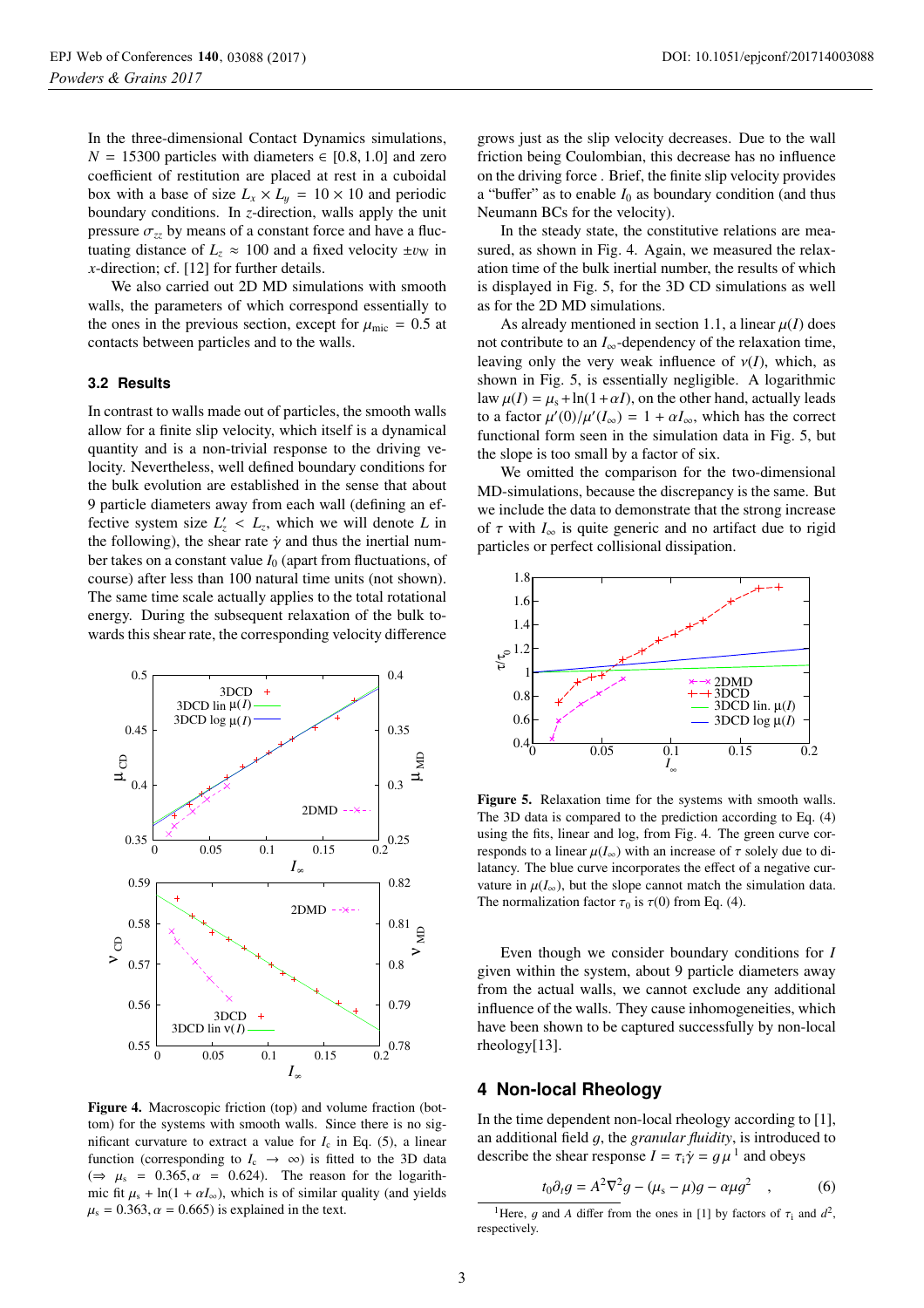In the three-dimensional Contact Dynamics simulations, $N = 15300$ particles with diameters $\in [0.8, 1.0]$ and zero coefficient of restitution are placed at rest in a cuboidal box with a base of size $L_x \times L_y = 10 \times 10$ and periodic boundary conditions. In $z$-direction, walls apply the unit pressure $\sigma_{zz}$ by means of a constant force and have a fluctuating distance of $L_z \approx 100$ and a fixed velocity $\pm v_W$ in $x$-direction; cf. [12] for further details.

We also carried out 2D MD simulations with smooth walls, the parameters of which correspond essentially to the ones in the previous section, except for $\mu_{mic} = 0.5$ at contacts between particles and to the walls.

### 3.2 Results

In contrast to walls made out of particles, the smooth walls allow for a finite slip velocity, which itself is a dynamical quantity and is a non-trivial response to the driving velocity. Nevertheless, well defined boundary conditions for the bulk evolution are established in the sense that about 9 particle diameters away from each wall (defining an effective system size $L'_z < L_z$, which we will denote $L$ in the following), the shear rate $\dot{\gamma}$ and thus the inertial number takes on a constant value $I_0$ (apart from fluctuations, of course) after less than 100 natural time units (not shown). The same time scale actually applies to the total rotational energy. During the subsequent relaxation of the bulk towards this shear rate, the corresponding velocity difference grows just as the slip velocity decreases. Due to the wall friction being Coulombian, this decrease has no influence on the driving force . Brief, the finite slip velocity provides a "buffer" as to enable $I_0$ as boundary condition (and thus Neumann BCs for the velocity).

In the steady state, the constitutive relations are measured, as shown in Fig. 4. Again, we measured the relaxation time of the bulk inertial number, the results of which is displayed in Fig. 5, for the 3D CD simulations as well as for the 2D MD simulations.

As already mentioned in section 1.1, a linear $\mu(I)$ does not contribute to an $I_\infty$-dependency of the relaxation time, leaving only the very weak influence of $\nu(I)$, which, as shown in Fig. 5, is essentially negligible. A logarithmic law $\mu(I) = \mu_s + \ln(1 + \alpha I)$, on the other hand, actually leads to a factor $\mu'(0)/\mu'(I_\infty) = 1 + \alpha I_\infty$, which has the correct functional form seen in the simulation data in Fig. 5, but the slope is too small by a factor of six.

We omitted the comparison for the two-dimensional MD-simulations, because the discrepancy is the same. But we include the data to demonstrate that the strong increase of $\tau$ with $I_\infty$ is quite generic and no artifact due to rigid particles or perfect collisional dissipation.

**Figure 4.** Macroscopic friction (top) and volume fraction (bottom) for the systems with smooth walls. Since there is no significant curvature to extract a value for $I_c$ in Eq. (5), a linear function (corresponding to $I_c \to \infty$) is fitted to the 3D data ($\Rightarrow \mu_s = 0.365, \alpha = 0.624$). The reason for the logarithmic fit $\mu_s + \ln(1 + \alpha I_\infty)$, which is of similar quality (and yields $\mu_s = 0.363, \alpha = 0.665$) is explained in the text.

**Figure 5.** Relaxation time for the systems with smooth walls. The 3D data is compared to the prediction according to Eq. (4) using the fits, linear and log, from Fig. 4. The green curve corresponds to a linear $\mu(I_\infty)$ with an increase of $\tau$ solely due to dilatancy. The blue curve incorporates the effect of a negative curvature in $\mu(I_\infty)$, but the slope cannot match the simulation data. The normalization factor $\tau_0$ is $\tau(0)$ from Eq. (4).

Even though we consider boundary conditions for $I$ given within the system, about 9 particle diameters away from the actual walls, we cannot exclude any additional influence of the walls. They cause inhomogeneities, which have been shown to be captured successfully by non-local rheology[13].

## 4 Non-local Rheology

In the time dependent non-local rheology according to [1], an additional field $g$, the *granular fluidity*, is introduced to describe the shear response $I = \tau_i \dot{\gamma} = g\,\mu$[1] and obeys

$$t_0 \partial_t g = A^2 \nabla^2 g - (\mu_s - \mu) g - \alpha \mu g^2 \quad , \tag{6}$$

[1] Here, $g$ and $A$ differ from the ones in [1] by factors of $\tau_i$ and $d^2$, respectively.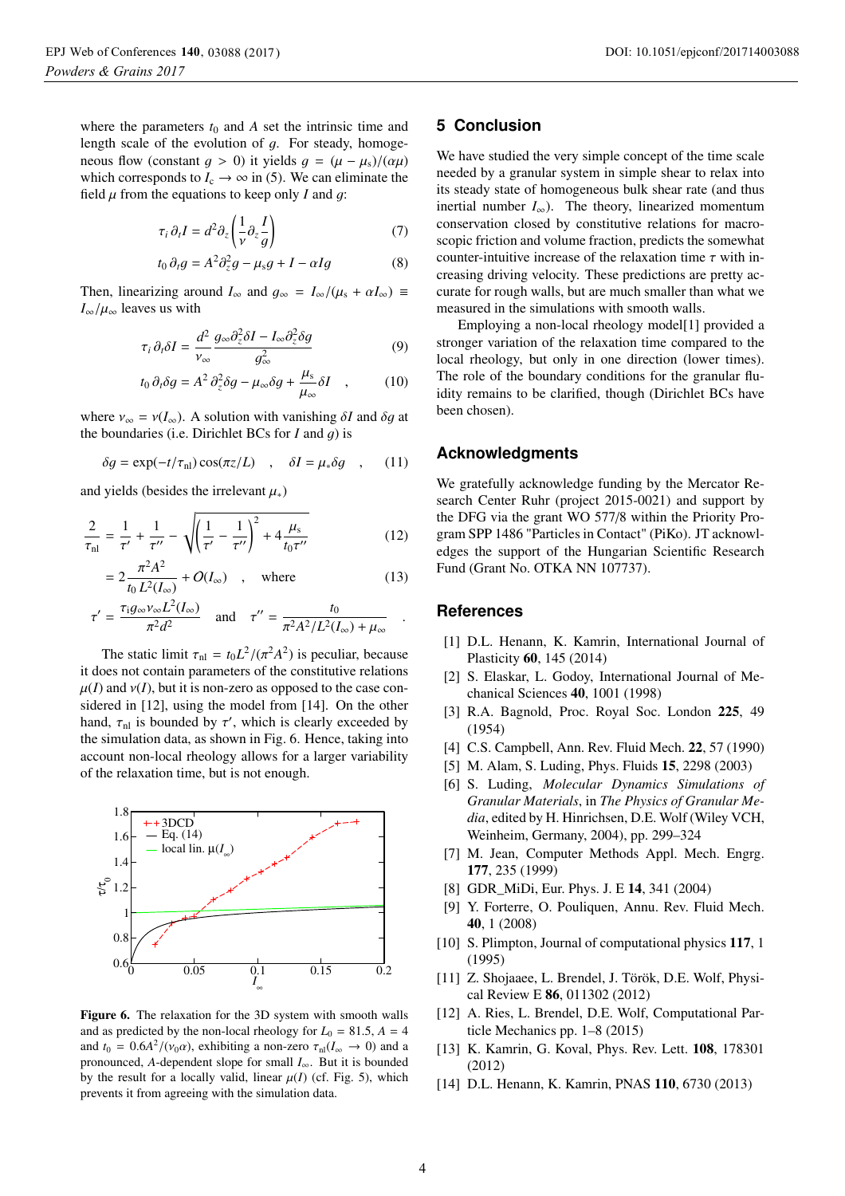where the parameters $t_0$ and $A$ set the intrinsic time and length scale of the evolution of $g$. For steady, homogeneous flow (constant $g > 0$) it yields $g = (\mu - \mu_s)/(\alpha\mu)$ which corresponds to $I_c \to \infty$ in (5). We can eliminate the field $\mu$ from the equations to keep only $I$ and $g$:

$$\tau_i \, \partial_t I = d^2 \partial_z \left( \frac{1}{\nu} \partial_z \frac{I}{g} \right) \tag{7}$$

$$t_0 \, \partial_t g = A^2 \partial_z^2 g - \mu_s g + I - \alpha I g \tag{8}$$

Then, linearizing around $I_\infty$ and $g_\infty = I_\infty/(\mu_s + \alpha I_\infty) \equiv I_\infty/\mu_\infty$ leaves us with

$$\tau_i \, \partial_t \delta I = \frac{d^2}{\nu_\infty} \frac{g_\infty \partial_z^2 \delta I - I_\infty \partial_z^2 \delta g}{g_\infty^2} \tag{9}$$

$$t_0 \, \partial_t \delta g = A^2 \, \partial_z^2 \delta g - \mu_\infty \delta g + \frac{\mu_s}{\mu_\infty} \delta I \quad , \tag{10}$$

where $\nu_\infty = \nu(I_\infty)$. A solution with vanishing $\delta I$ and $\delta g$ at the boundaries (i.e. Dirichlet BCs for $I$ and $g$) is

$$\delta g = \exp(-t/\tau_{\rm nl}) \cos(\pi z/L) \quad , \quad \delta I = \mu_* \delta g \quad , \tag{11}$$

and yields (besides the irrelevant $\mu_*$)

$$\frac{2}{\tau_{\rm nl}} = \frac{1}{\tau'} + \frac{1}{\tau''} - \sqrt{\left(\frac{1}{\tau'} - \frac{1}{\tau''}\right)^2 + 4\frac{\mu_s}{t_0 \tau''}} \tag{12}$$

$$= 2\frac{\pi^2 A^2}{t_0 \, L^2(I_\infty)} + O(I_\infty) \quad , \quad \text{where} \tag{13}$$

$$\tau' = \frac{\tau_i g_\infty \nu_\infty L^2(I_\infty)}{\pi^2 d^2} \quad \text{and} \quad \tau'' = \frac{t_0}{\pi^2 A^2/L^2(I_\infty) + \mu_\infty} \quad .$$

The static limit $\tau_{\rm nl} = t_0 L^2/(\pi^2 A^2)$ is peculiar, because it does not contain parameters of the constitutive relations $\mu(I)$ and $\nu(I)$, but it is non-zero as opposed to the case considered in [12], using the model from [14]. On the other hand, $\tau_{\rm nl}$ is bounded by $\tau'$, which is clearly exceeded by the simulation data, as shown in Fig. 6. Hence, taking into account non-local rheology allows for a larger variability of the relaxation time, but is not enough.

1.8
1.6
1.4
1.2
1
0.8
0.6
0
0.05
0.1
0.15
0.2
$\tau/\tau_0$
$I_\infty$
3DCD
Eq. (14)
local lin. $\mu(I_\infty)$

**Figure 6.** The relaxation for the 3D system with smooth walls and as predicted by the non-local rheology for $L_0 = 81.5$, $A = 4$ and $t_0 = 0.6A^2/(\nu_0\alpha)$, exhibiting a non-zero $\tau_{\rm nl}(I_\infty \to 0)$ and a pronounced, $A$-dependent slope for small $I_\infty$. But it is bounded by the result for a locally valid, linear $\mu(I)$ (cf. Fig. 5), which prevents it from agreeing with the simulation data.

## 5 Conclusion

We have studied the very simple concept of the time scale needed by a granular system in simple shear to relax into its steady state of homogeneous bulk shear rate (and thus inertial number $I_\infty$). The theory, linearized momentum conservation closed by constitutive relations for macroscopic friction and volume fraction, predicts the somewhat counter-intuitive increase of the relaxation time $\tau$ with increasing driving velocity. These predictions are pretty accurate for rough walls, but are much smaller than what we measured in the simulations with smooth walls.

Employing a non-local rheology model[1] provided a stronger variation of the relaxation time compared to the local rheology, but only in one direction (lower times). The role of the boundary conditions for the granular fluidity remains to be clarified, though (Dirichlet BCs have been chosen).

## Acknowledgments

We gratefully acknowledge funding by the Mercator Research Center Ruhr (project 2015-0021) and support by the DFG via the grant WO 577/8 within the Priority Program SPP 1486 "Particles in Contact" (PiKo). JT acknowledges the support of the Hungarian Scientific Research Fund (Grant No. OTKA NN 107737).

## References

[1] D.L. Henann, K. Kamrin, International Journal of Plasticity **60**, 145 (2014)

[2] S. Elaskar, L. Godoy, International Journal of Mechanical Sciences **40**, 1001 (1998)

[3] R.A. Bagnold, Proc. Royal Soc. London **225**, 49 (1954)

[4] C.S. Campbell, Ann. Rev. Fluid Mech. **22**, 57 (1990)

[5] M. Alam, S. Luding, Phys. Fluids **15**, 2298 (2003)

[6] S. Luding, *Molecular Dynamics Simulations of Granular Materials*, in *The Physics of Granular Media*, edited by H. Hinrichsen, D.E. Wolf (Wiley VCH, Weinheim, Germany, 2004), pp. 299–324

[7] M. Jean, Computer Methods Appl. Mech. Engrg. **177**, 235 (1999)

[8] GDR_MiDi, Eur. Phys. J. E **14**, 341 (2004)

[9] Y. Forterre, O. Pouliquen, Annu. Rev. Fluid Mech. **40**, 1 (2008)

[10] S. Plimpton, Journal of computational physics **117**, 1 (1995)

[11] Z. Shojaaee, L. Brendel, J. Török, D.E. Wolf, Physical Review E **86**, 011302 (2012)

[12] A. Ries, L. Brendel, D.E. Wolf, Computational Particle Mechanics pp. 1–8 (2015)

[13] K. Kamrin, G. Koval, Phys. Rev. Lett. **108**, 178301 (2012)

[14] D.L. Henann, K. Kamrin, PNAS **110**, 6730 (2013)